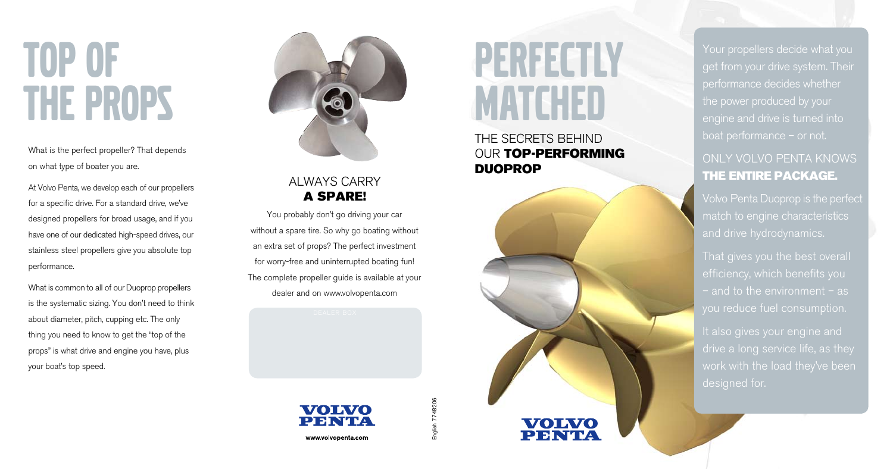# TOP OF THE PROPS

What is the perfect propeller? That depends on what type of boater you are.

At Volvo Penta, we develop each of our propellers for a specific drive. For a standard drive, we've designed propellers for broad usage, and if you have one of our dedicated high-speed drives, our stainless steel propellers give you absolute top performance.

What is common to all of our Duoprop propellers is the systematic sizing. You don't need to think about diameter, pitch, cupping etc. The only thing you need to know to get the "top of the props" is what drive and engine you have, plus your boat's top speed.

## ALWAYS CARRY **A SPARE!**

You probably don't go driving your car without a spare tire. So why go boating without an extra set of props? The perfect investment for worry-free and uninterrupted boating fun! The complete propeller guide is available at your dealer and on www.volvopenta.com

DEALER BOX

VOLVO PENTA

www.volvopenta.com

English 7748206

# PERFECTLY MATCHED

## THE SECRETS BEHIND OUR **TOP-PERFORMING DUOPROP**

VOLVO PENTA

Your propellers decide what you get from your drive system. Their performance decides whether the power produced by your engine and drive is turned into boat performance – or not.

## ONLY VOLVO PENTA KNOWS **THE ENTIRE PACKAGE.**

Volvo Penta Duoprop is the perfect match to engine characteristics and drive hydrodynamics.

That gives you the best overall efficiency, which benefits you – and to the environment – as you reduce fuel consumption.

It also gives your engine and drive a long service life, as they work with the load they've been designed for.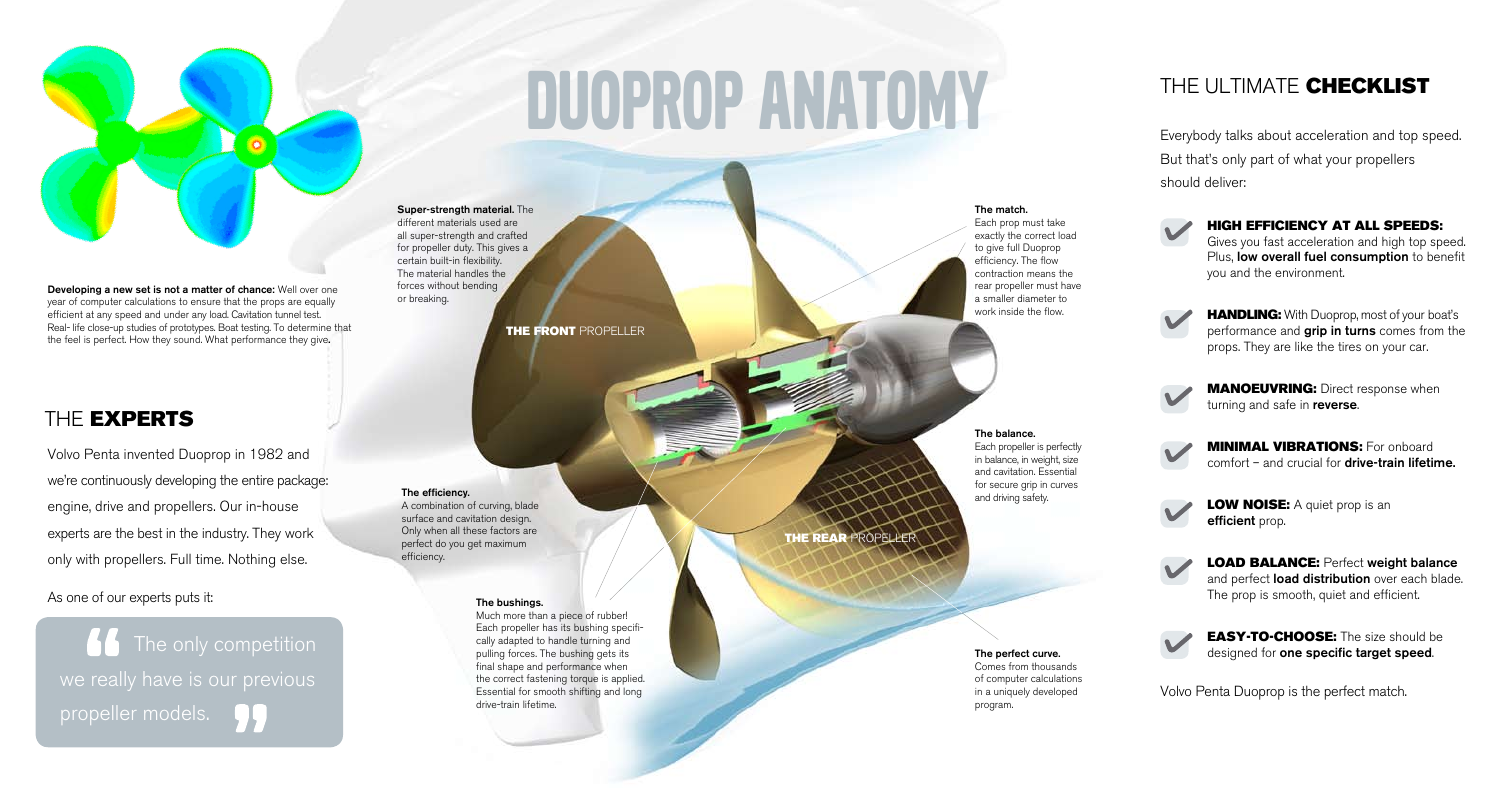**Developing a new set is not a matter of chance:** Well over one year of computer calculations to ensure that the props are equally efficient at any speed and under any load. Cavitation tunnel test. Real- life close-up studies of prototypes. Boat testing. To determine that the feel is perfect. How they sound. What performance they give.

## THE **EXPERTS**

Volvo Penta invented Duoprop in 1982 and we're continuously developing the entire package: engine, drive and propellers. Our in-house experts are the best in the industry. They work only with propellers. Full time. Nothing else.

As one of our experts puts it:

> "The only competition we really have is our previous propeller models."

# DUOPROP ANATOMY

**Super-strength material.** The different materials used are all super-strength and crafted for propeller duty. This gives a certain built-in flexibility. The material handles the forces without bending or breaking.

**THE FRONT** PROPELLER

**The efficiency.**
A combination of curving, blade surface and cavitation design. Only when all these factors are perfect do you get maximum efficiency.

**The bushings.**
Much more than a piece of rubber! Each propeller has its bushing specifically adapted to handle turning and pulling forces. The bushing gets its final shape and performance when the correct fastening torque is applied. Essential for smooth shifting and long drive-train lifetime.

**The match.**
Each prop must take exactly the correct load to give full Duoprop efficiency. The flow contraction means the rear propeller must have a smaller diameter to work inside the flow.

**The balance.**
Each propeller is perfectly in balance, in weight, size and cavitation. Essential for secure grip in curves and driving safety.

**THE REAR** PROPELLER

**The perfect curve.**
Comes from thousands of computer calculations in a uniquely developed program.

## THE ULTIMATE **CHECKLIST**

Everybody talks about acceleration and top speed. But that's only part of what your propellers should deliver:

- **HIGH EFFICIENCY AT ALL SPEEDS:** Gives you fast acceleration and high top speed. Plus, **low overall fuel consumption** to benefit you and the environment.
- **HANDLING:** With Duoprop, most of your boat's performance and **grip in turns** comes from the props. They are like the tires on your car.
- **MANOEUVRING:** Direct response when turning and safe in **reverse**.
- **MINIMAL VIBRATIONS:** For onboard comfort – and crucial for **drive-train lifetime.**
- **LOW NOISE:** A quiet prop is an **efficient** prop.
- **LOAD BALANCE:** Perfect **weight balance** and perfect **load distribution** over each blade. The prop is smooth, quiet and efficient.
- **EASY-TO-CHOOSE:** The size should be designed for **one specific target speed**.

Volvo Penta Duoprop is the perfect match.